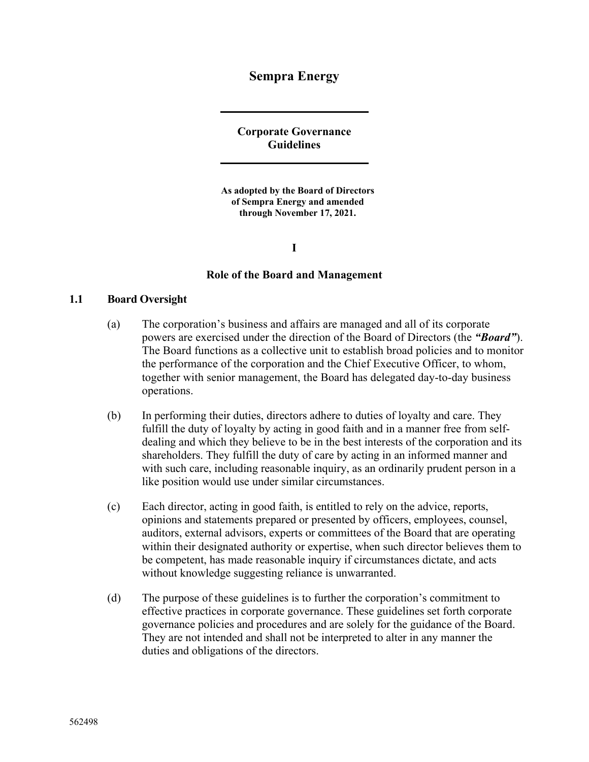# Sempra Energy

## Corporate Governance Guidelines

**As adopted by the Board of Directors of Sempra Energy and amended through November 17, 2021.**

## I

## Role of the Board and Management

### 1.1 Board Oversight

(a) The corporation's business and affairs are managed and all of its corporate powers are exercised under the direction of the Board of Directors (the ***"Board"***). The Board functions as a collective unit to establish broad policies and to monitor the performance of the corporation and the Chief Executive Officer, to whom, together with senior management, the Board has delegated day-to-day business operations.

(b) In performing their duties, directors adhere to duties of loyalty and care. They fulfill the duty of loyalty by acting in good faith and in a manner free from self-dealing and which they believe to be in the best interests of the corporation and its shareholders. They fulfill the duty of care by acting in an informed manner and with such care, including reasonable inquiry, as an ordinarily prudent person in a like position would use under similar circumstances.

(c) Each director, acting in good faith, is entitled to rely on the advice, reports, opinions and statements prepared or presented by officers, employees, counsel, auditors, external advisors, experts or committees of the Board that are operating within their designated authority or expertise, when such director believes them to be competent, has made reasonable inquiry if circumstances dictate, and acts without knowledge suggesting reliance is unwarranted.

(d) The purpose of these guidelines is to further the corporation's commitment to effective practices in corporate governance. These guidelines set forth corporate governance policies and procedures and are solely for the guidance of the Board. They are not intended and shall not be interpreted to alter in any manner the duties and obligations of the directors.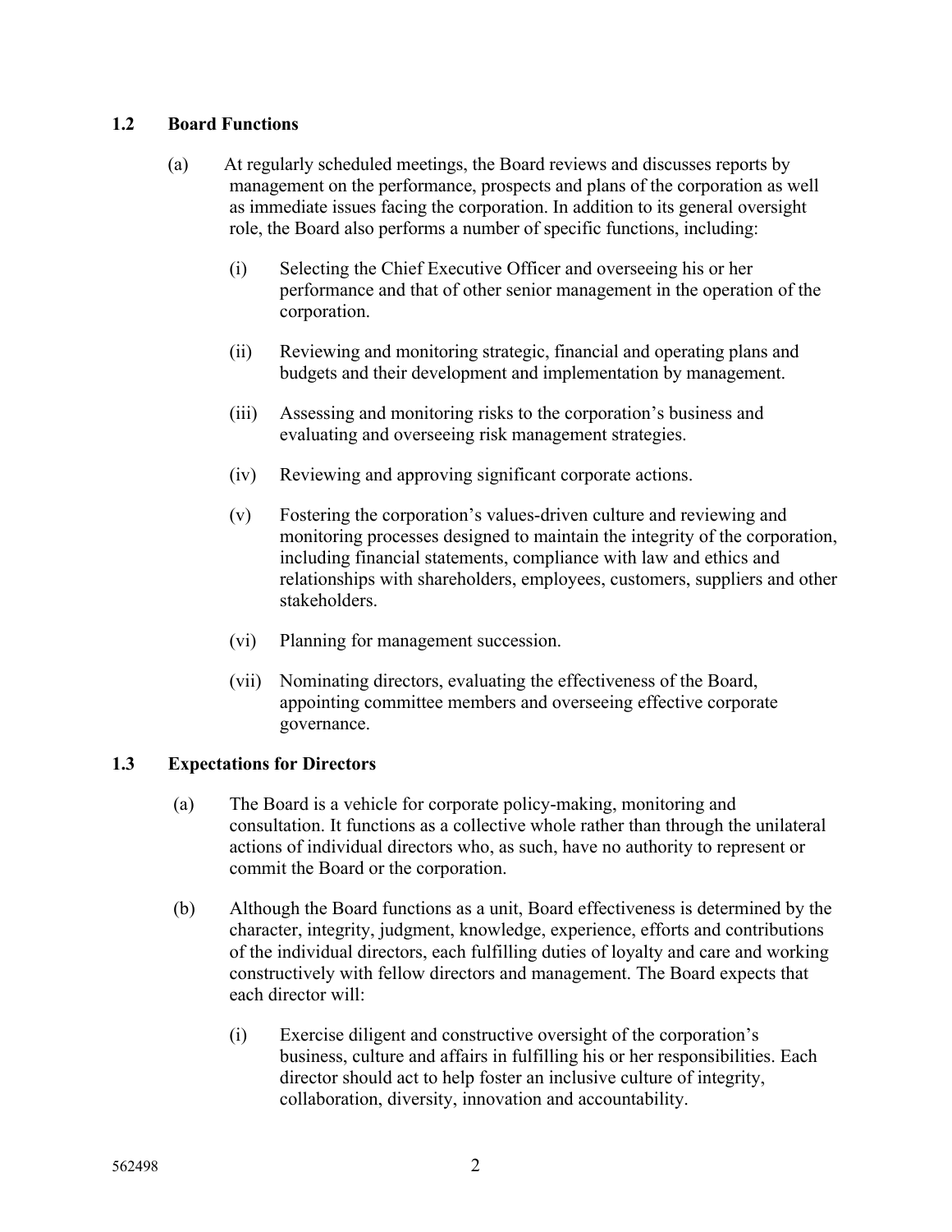### 1.2 Board Functions

(a) At regularly scheduled meetings, the Board reviews and discusses reports by management on the performance, prospects and plans of the corporation as well as immediate issues facing the corporation. In addition to its general oversight role, the Board also performs a number of specific functions, including:

- (i) Selecting the Chief Executive Officer and overseeing his or her performance and that of other senior management in the operation of the corporation.

- (ii) Reviewing and monitoring strategic, financial and operating plans and budgets and their development and implementation by management.

- (iii) Assessing and monitoring risks to the corporation's business and evaluating and overseeing risk management strategies.

- (iv) Reviewing and approving significant corporate actions.

- (v) Fostering the corporation's values-driven culture and reviewing and monitoring processes designed to maintain the integrity of the corporation, including financial statements, compliance with law and ethics and relationships with shareholders, employees, customers, suppliers and other stakeholders.

- (vi) Planning for management succession.

- (vii) Nominating directors, evaluating the effectiveness of the Board, appointing committee members and overseeing effective corporate governance.

### 1.3 Expectations for Directors

(a) The Board is a vehicle for corporate policy-making, monitoring and consultation. It functions as a collective whole rather than through the unilateral actions of individual directors who, as such, have no authority to represent or commit the Board or the corporation.

(b) Although the Board functions as a unit, Board effectiveness is determined by the character, integrity, judgment, knowledge, experience, efforts and contributions of the individual directors, each fulfilling duties of loyalty and care and working constructively with fellow directors and management. The Board expects that each director will:

- (i) Exercise diligent and constructive oversight of the corporation's business, culture and affairs in fulfilling his or her responsibilities. Each director should act to help foster an inclusive culture of integrity, collaboration, diversity, innovation and accountability.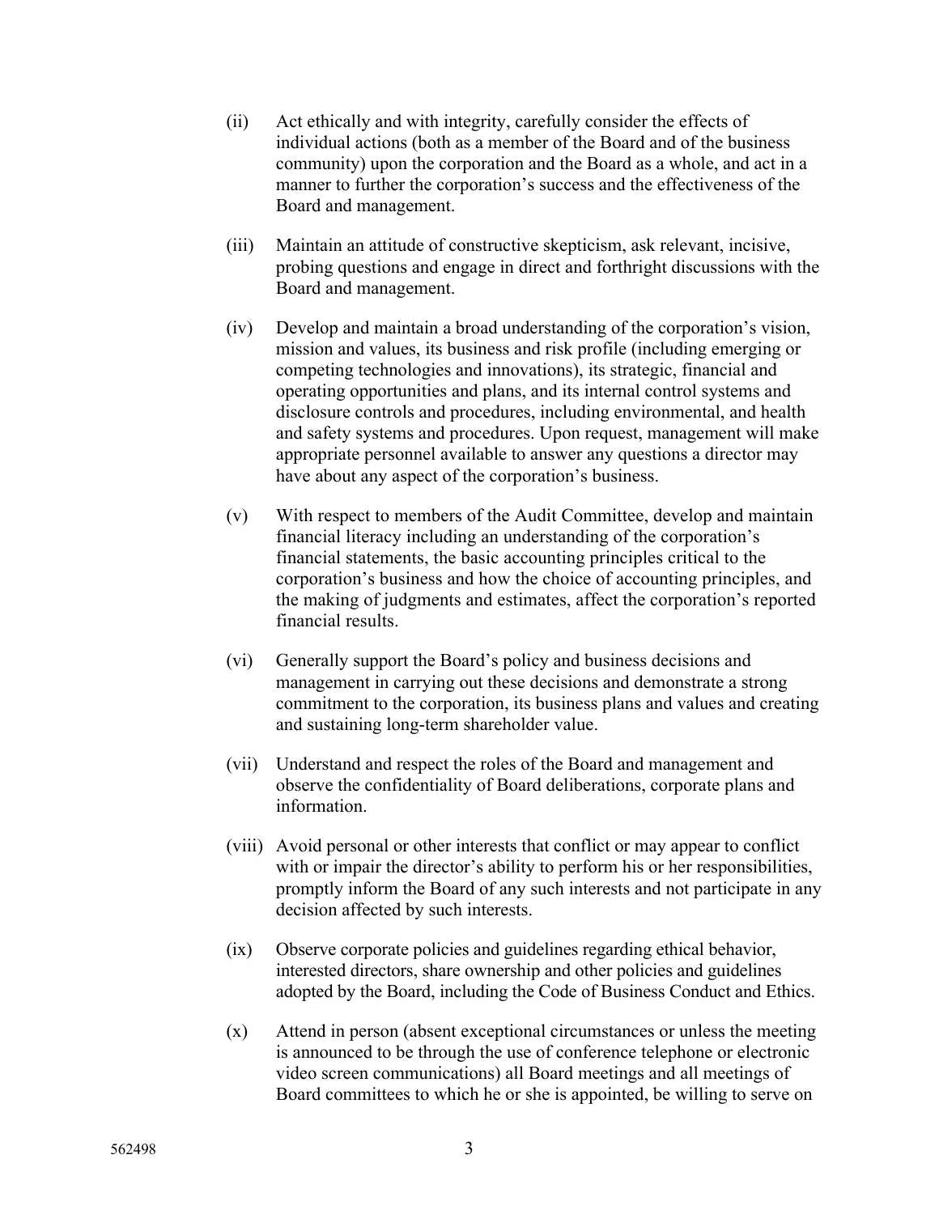(ii) Act ethically and with integrity, carefully consider the effects of individual actions (both as a member of the Board and of the business community) upon the corporation and the Board as a whole, and act in a manner to further the corporation's success and the effectiveness of the Board and management.

(iii) Maintain an attitude of constructive skepticism, ask relevant, incisive, probing questions and engage in direct and forthright discussions with the Board and management.

(iv) Develop and maintain a broad understanding of the corporation's vision, mission and values, its business and risk profile (including emerging or competing technologies and innovations), its strategic, financial and operating opportunities and plans, and its internal control systems and disclosure controls and procedures, including environmental, and health and safety systems and procedures. Upon request, management will make appropriate personnel available to answer any questions a director may have about any aspect of the corporation's business.

(v) With respect to members of the Audit Committee, develop and maintain financial literacy including an understanding of the corporation's financial statements, the basic accounting principles critical to the corporation's business and how the choice of accounting principles, and the making of judgments and estimates, affect the corporation's reported financial results.

(vi) Generally support the Board's policy and business decisions and management in carrying out these decisions and demonstrate a strong commitment to the corporation, its business plans and values and creating and sustaining long-term shareholder value.

(vii) Understand and respect the roles of the Board and management and observe the confidentiality of Board deliberations, corporate plans and information.

(viii) Avoid personal or other interests that conflict or may appear to conflict with or impair the director's ability to perform his or her responsibilities, promptly inform the Board of any such interests and not participate in any decision affected by such interests.

(ix) Observe corporate policies and guidelines regarding ethical behavior, interested directors, share ownership and other policies and guidelines adopted by the Board, including the Code of Business Conduct and Ethics.

(x) Attend in person (absent exceptional circumstances or unless the meeting is announced to be through the use of conference telephone or electronic video screen communications) all Board meetings and all meetings of Board committees to which he or she is appointed, be willing to serve on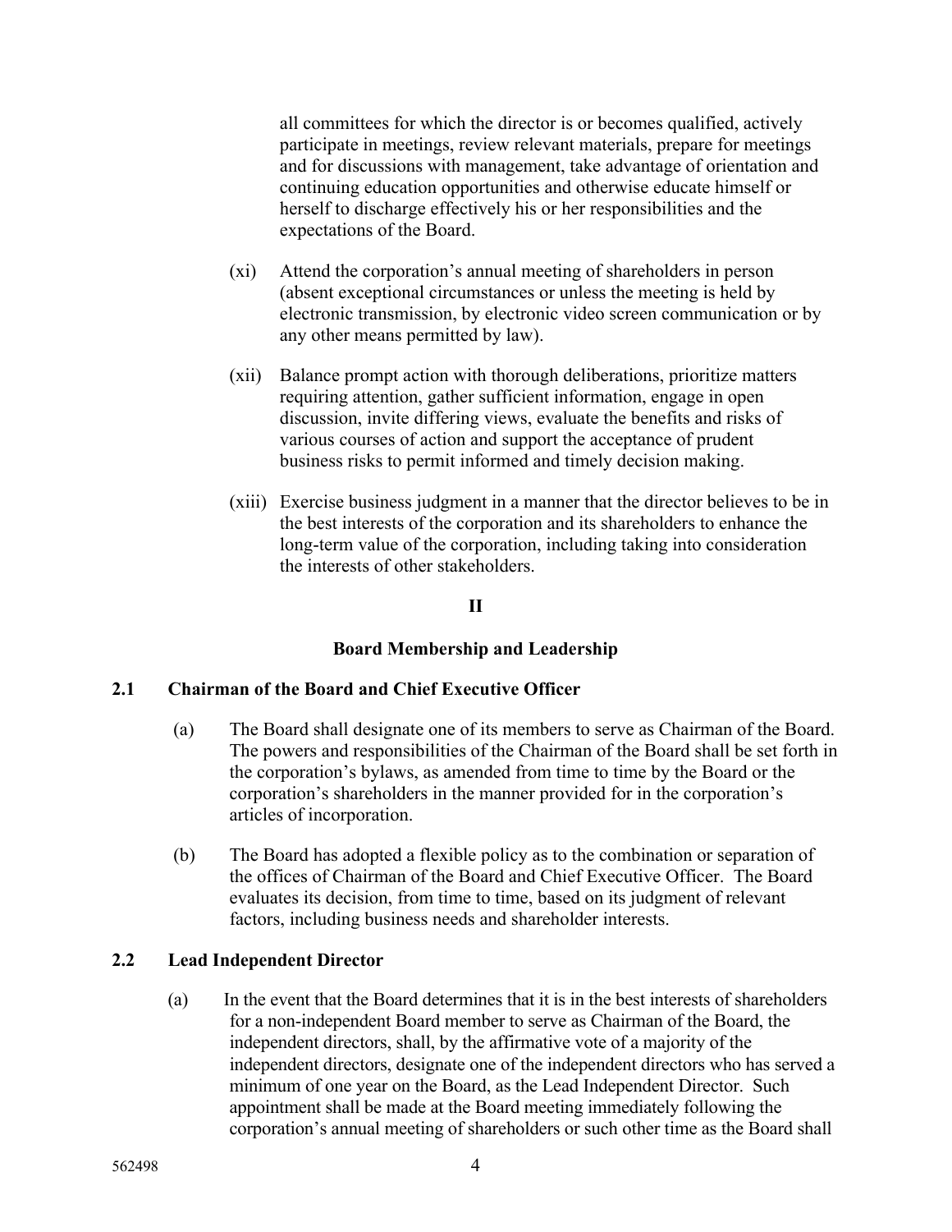all committees for which the director is or becomes qualified, actively participate in meetings, review relevant materials, prepare for meetings and for discussions with management, take advantage of orientation and continuing education opportunities and otherwise educate himself or herself to discharge effectively his or her responsibilities and the expectations of the Board.

(xi) Attend the corporation's annual meeting of shareholders in person (absent exceptional circumstances or unless the meeting is held by electronic transmission, by electronic video screen communication or by any other means permitted by law).

(xii) Balance prompt action with thorough deliberations, prioritize matters requiring attention, gather sufficient information, engage in open discussion, invite differing views, evaluate the benefits and risks of various courses of action and support the acceptance of prudent business risks to permit informed and timely decision making.

(xiii) Exercise business judgment in a manner that the director believes to be in the best interests of the corporation and its shareholders to enhance the long-term value of the corporation, including taking into consideration the interests of other stakeholders.

## II

## Board Membership and Leadership

### 2.1 Chairman of the Board and Chief Executive Officer

(a) The Board shall designate one of its members to serve as Chairman of the Board. The powers and responsibilities of the Chairman of the Board shall be set forth in the corporation's bylaws, as amended from time to time by the Board or the corporation's shareholders in the manner provided for in the corporation's articles of incorporation.

(b) The Board has adopted a flexible policy as to the combination or separation of the offices of Chairman of the Board and Chief Executive Officer. The Board evaluates its decision, from time to time, based on its judgment of relevant factors, including business needs and shareholder interests.

### 2.2 Lead Independent Director

(a) In the event that the Board determines that it is in the best interests of shareholders for a non-independent Board member to serve as Chairman of the Board, the independent directors, shall, by the affirmative vote of a majority of the independent directors, designate one of the independent directors who has served a minimum of one year on the Board, as the Lead Independent Director. Such appointment shall be made at the Board meeting immediately following the corporation's annual meeting of shareholders or such other time as the Board shall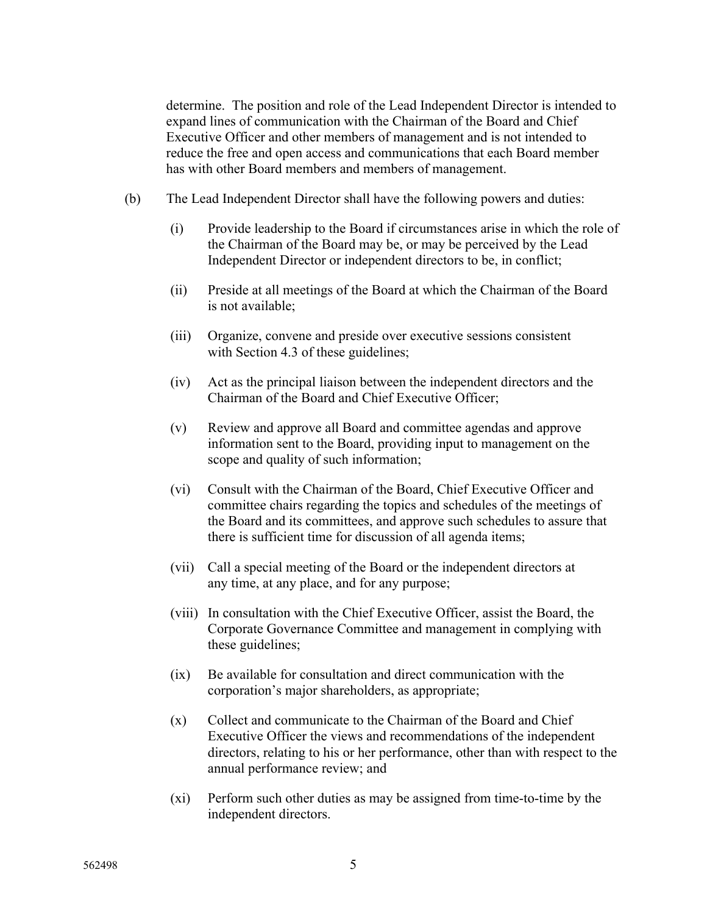determine. The position and role of the Lead Independent Director is intended to expand lines of communication with the Chairman of the Board and Chief Executive Officer and other members of management and is not intended to reduce the free and open access and communications that each Board member has with other Board members and members of management.

(b) The Lead Independent Director shall have the following powers and duties:

(i) Provide leadership to the Board if circumstances arise in which the role of the Chairman of the Board may be, or may be perceived by the Lead Independent Director or independent directors to be, in conflict;

(ii) Preside at all meetings of the Board at which the Chairman of the Board is not available;

(iii) Organize, convene and preside over executive sessions consistent with Section 4.3 of these guidelines;

(iv) Act as the principal liaison between the independent directors and the Chairman of the Board and Chief Executive Officer;

(v) Review and approve all Board and committee agendas and approve information sent to the Board, providing input to management on the scope and quality of such information;

(vi) Consult with the Chairman of the Board, Chief Executive Officer and committee chairs regarding the topics and schedules of the meetings of the Board and its committees, and approve such schedules to assure that there is sufficient time for discussion of all agenda items;

(vii) Call a special meeting of the Board or the independent directors at any time, at any place, and for any purpose;

(viii) In consultation with the Chief Executive Officer, assist the Board, the Corporate Governance Committee and management in complying with these guidelines;

(ix) Be available for consultation and direct communication with the corporation's major shareholders, as appropriate;

(x) Collect and communicate to the Chairman of the Board and Chief Executive Officer the views and recommendations of the independent directors, relating to his or her performance, other than with respect to the annual performance review; and

(xi) Perform such other duties as may be assigned from time-to-time by the independent directors.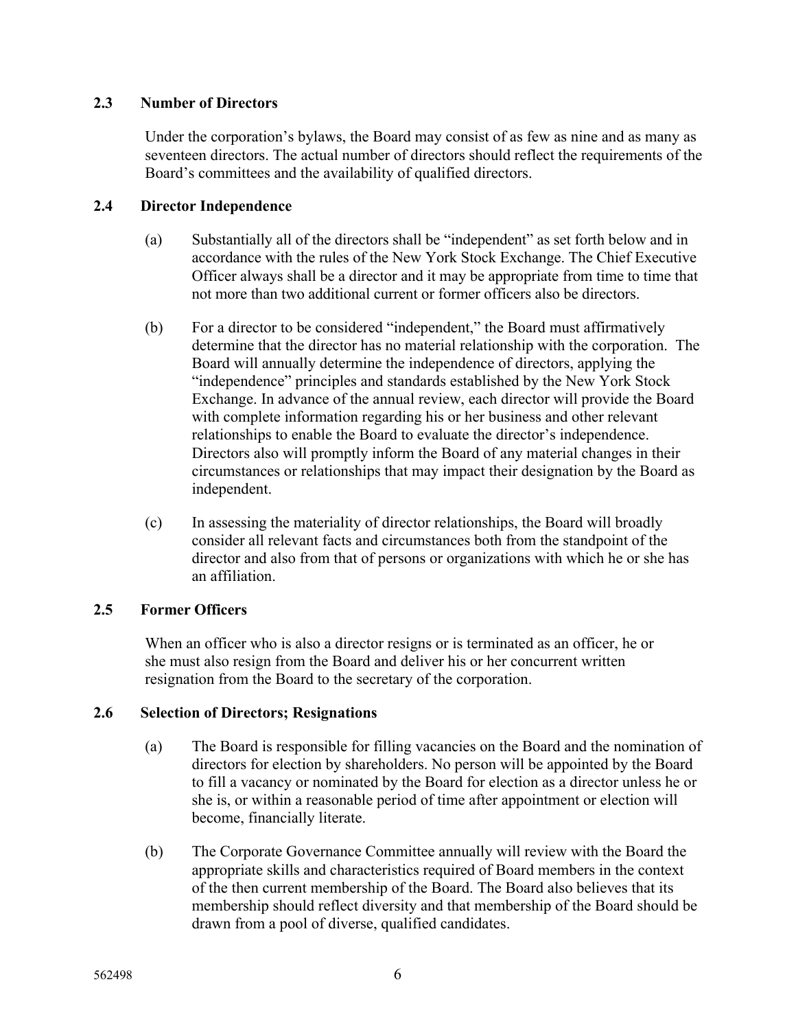### 2.3 Number of Directors

Under the corporation's bylaws, the Board may consist of as few as nine and as many as seventeen directors. The actual number of directors should reflect the requirements of the Board's committees and the availability of qualified directors.

### 2.4 Director Independence

(a) Substantially all of the directors shall be "independent" as set forth below and in accordance with the rules of the New York Stock Exchange. The Chief Executive Officer always shall be a director and it may be appropriate from time to time that not more than two additional current or former officers also be directors.

(b) For a director to be considered "independent," the Board must affirmatively determine that the director has no material relationship with the corporation. The Board will annually determine the independence of directors, applying the "independence" principles and standards established by the New York Stock Exchange. In advance of the annual review, each director will provide the Board with complete information regarding his or her business and other relevant relationships to enable the Board to evaluate the director's independence. Directors also will promptly inform the Board of any material changes in their circumstances or relationships that may impact their designation by the Board as independent.

(c) In assessing the materiality of director relationships, the Board will broadly consider all relevant facts and circumstances both from the standpoint of the director and also from that of persons or organizations with which he or she has an affiliation.

### 2.5 Former Officers

When an officer who is also a director resigns or is terminated as an officer, he or she must also resign from the Board and deliver his or her concurrent written resignation from the Board to the secretary of the corporation.

### 2.6 Selection of Directors; Resignations

(a) The Board is responsible for filling vacancies on the Board and the nomination of directors for election by shareholders. No person will be appointed by the Board to fill a vacancy or nominated by the Board for election as a director unless he or she is, or within a reasonable period of time after appointment or election will become, financially literate.

(b) The Corporate Governance Committee annually will review with the Board the appropriate skills and characteristics required of Board members in the context of the then current membership of the Board. The Board also believes that its membership should reflect diversity and that membership of the Board should be drawn from a pool of diverse, qualified candidates.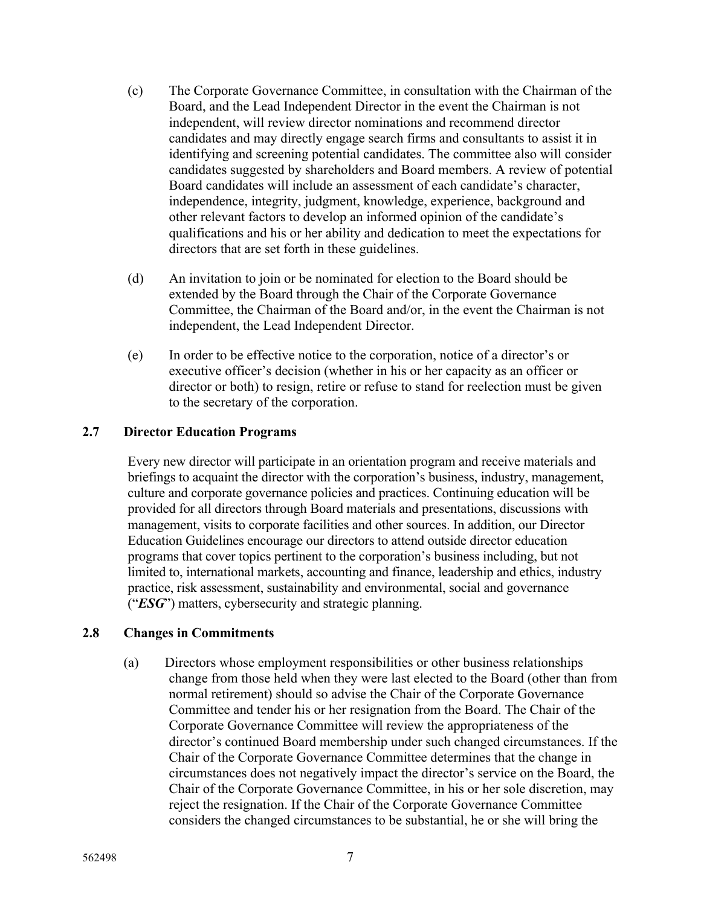(c) The Corporate Governance Committee, in consultation with the Chairman of the Board, and the Lead Independent Director in the event the Chairman is not independent, will review director nominations and recommend director candidates and may directly engage search firms and consultants to assist it in identifying and screening potential candidates. The committee also will consider candidates suggested by shareholders and Board members. A review of potential Board candidates will include an assessment of each candidate's character, independence, integrity, judgment, knowledge, experience, background and other relevant factors to develop an informed opinion of the candidate's qualifications and his or her ability and dedication to meet the expectations for directors that are set forth in these guidelines.

(d) An invitation to join or be nominated for election to the Board should be extended by the Board through the Chair of the Corporate Governance Committee, the Chairman of the Board and/or, in the event the Chairman is not independent, the Lead Independent Director.

(e) In order to be effective notice to the corporation, notice of a director's or executive officer's decision (whether in his or her capacity as an officer or director or both) to resign, retire or refuse to stand for reelection must be given to the secretary of the corporation.

**2.7 Director Education Programs**

Every new director will participate in an orientation program and receive materials and briefings to acquaint the director with the corporation's business, industry, management, culture and corporate governance policies and practices. Continuing education will be provided for all directors through Board materials and presentations, discussions with management, visits to corporate facilities and other sources. In addition, our Director Education Guidelines encourage our directors to attend outside director education programs that cover topics pertinent to the corporation's business including, but not limited to, international markets, accounting and finance, leadership and ethics, industry practice, risk assessment, sustainability and environmental, social and governance ("***ESG***") matters, cybersecurity and strategic planning.

**2.8 Changes in Commitments**

(a) Directors whose employment responsibilities or other business relationships change from those held when they were last elected to the Board (other than from normal retirement) should so advise the Chair of the Corporate Governance Committee and tender his or her resignation from the Board. The Chair of the Corporate Governance Committee will review the appropriateness of the director's continued Board membership under such changed circumstances. If the Chair of the Corporate Governance Committee determines that the change in circumstances does not negatively impact the director's service on the Board, the Chair of the Corporate Governance Committee, in his or her sole discretion, may reject the resignation. If the Chair of the Corporate Governance Committee considers the changed circumstances to be substantial, he or she will bring the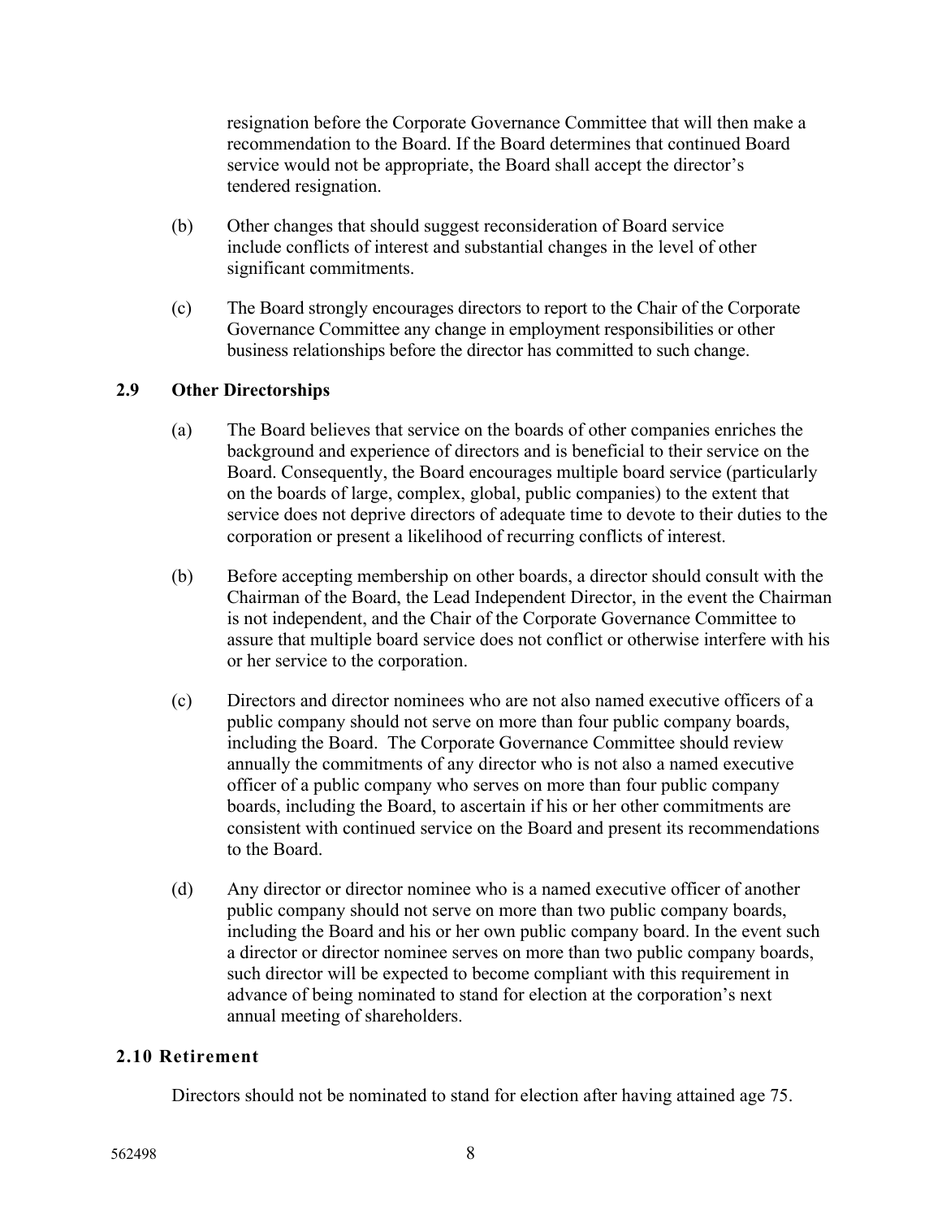resignation before the Corporate Governance Committee that will then make a recommendation to the Board. If the Board determines that continued Board service would not be appropriate, the Board shall accept the director's tendered resignation.

(b) Other changes that should suggest reconsideration of Board service include conflicts of interest and substantial changes in the level of other significant commitments.

(c) The Board strongly encourages directors to report to the Chair of the Corporate Governance Committee any change in employment responsibilities or other business relationships before the director has committed to such change.

## 2.9 Other Directorships

(a) The Board believes that service on the boards of other companies enriches the background and experience of directors and is beneficial to their service on the Board. Consequently, the Board encourages multiple board service (particularly on the boards of large, complex, global, public companies) to the extent that service does not deprive directors of adequate time to devote to their duties to the corporation or present a likelihood of recurring conflicts of interest.

(b) Before accepting membership on other boards, a director should consult with the Chairman of the Board, the Lead Independent Director, in the event the Chairman is not independent, and the Chair of the Corporate Governance Committee to assure that multiple board service does not conflict or otherwise interfere with his or her service to the corporation.

(c) Directors and director nominees who are not also named executive officers of a public company should not serve on more than four public company boards, including the Board. The Corporate Governance Committee should review annually the commitments of any director who is not also a named executive officer of a public company who serves on more than four public company boards, including the Board, to ascertain if his or her other commitments are consistent with continued service on the Board and present its recommendations to the Board.

(d) Any director or director nominee who is a named executive officer of another public company should not serve on more than two public company boards, including the Board and his or her own public company board. In the event such a director or director nominee serves on more than two public company boards, such director will be expected to become compliant with this requirement in advance of being nominated to stand for election at the corporation's next annual meeting of shareholders.

## 2.10 Retirement

Directors should not be nominated to stand for election after having attained age 75.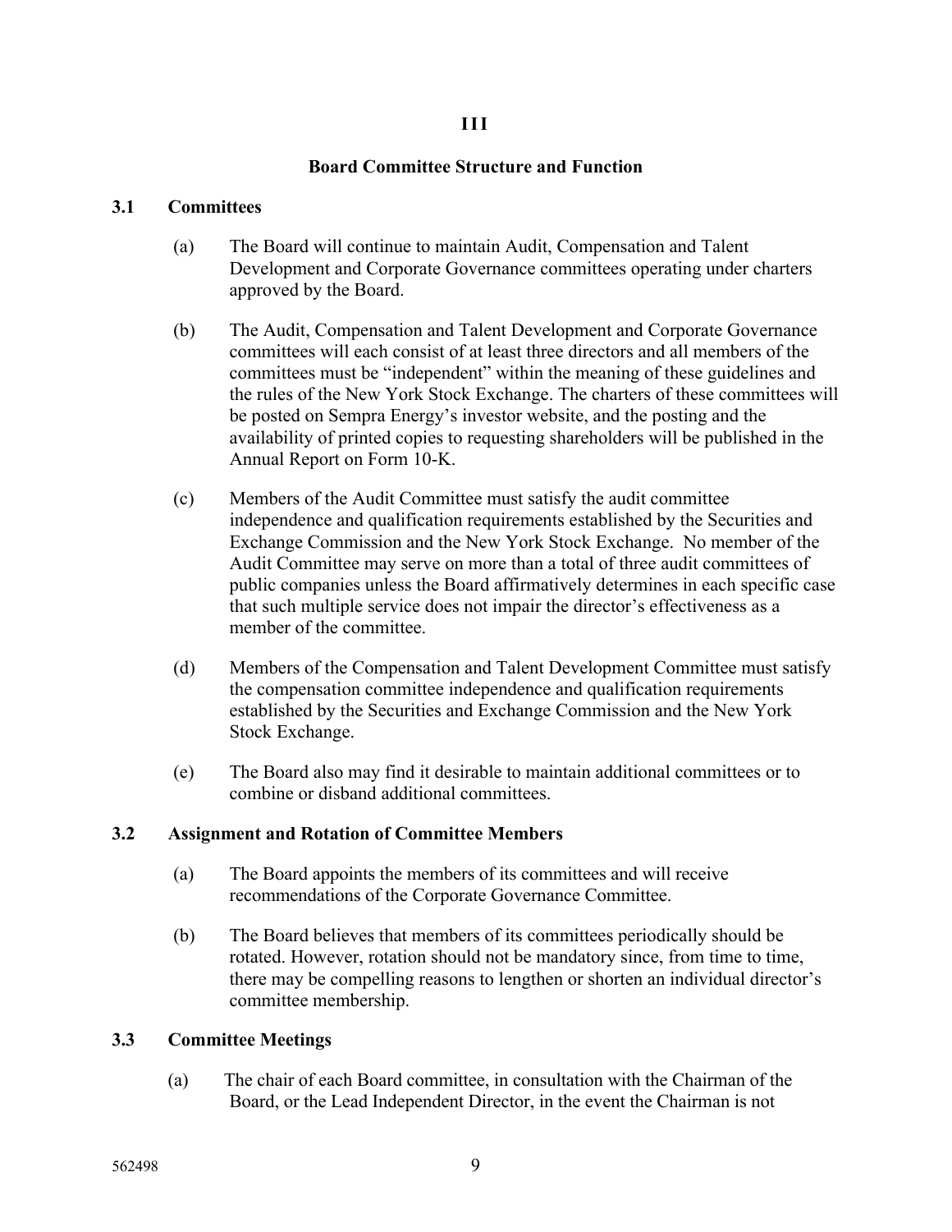# III

## Board Committee Structure and Function

### 3.1 Committees

(a) The Board will continue to maintain Audit, Compensation and Talent Development and Corporate Governance committees operating under charters approved by the Board.

(b) The Audit, Compensation and Talent Development and Corporate Governance committees will each consist of at least three directors and all members of the committees must be "independent" within the meaning of these guidelines and the rules of the New York Stock Exchange. The charters of these committees will be posted on Sempra Energy's investor website, and the posting and the availability of printed copies to requesting shareholders will be published in the Annual Report on Form 10-K.

(c) Members of the Audit Committee must satisfy the audit committee independence and qualification requirements established by the Securities and Exchange Commission and the New York Stock Exchange. No member of the Audit Committee may serve on more than a total of three audit committees of public companies unless the Board affirmatively determines in each specific case that such multiple service does not impair the director's effectiveness as a member of the committee.

(d) Members of the Compensation and Talent Development Committee must satisfy the compensation committee independence and qualification requirements established by the Securities and Exchange Commission and the New York Stock Exchange.

(e) The Board also may find it desirable to maintain additional committees or to combine or disband additional committees.

### 3.2 Assignment and Rotation of Committee Members

(a) The Board appoints the members of its committees and will receive recommendations of the Corporate Governance Committee.

(b) The Board believes that members of its committees periodically should be rotated. However, rotation should not be mandatory since, from time to time, there may be compelling reasons to lengthen or shorten an individual director's committee membership.

### 3.3 Committee Meetings

(a) The chair of each Board committee, in consultation with the Chairman of the Board, or the Lead Independent Director, in the event the Chairman is not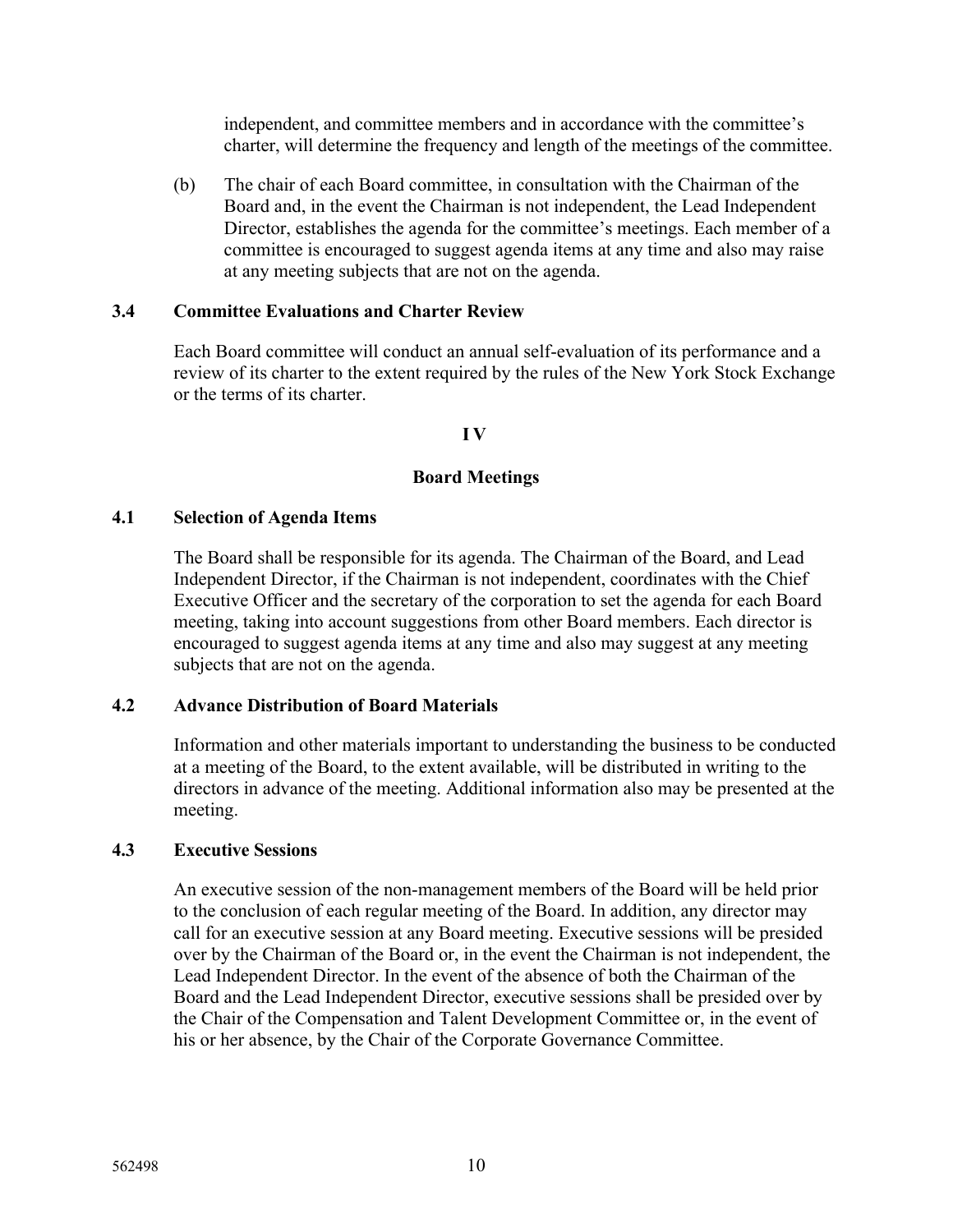independent, and committee members and in accordance with the committee's charter, will determine the frequency and length of the meetings of the committee.

(b) The chair of each Board committee, in consultation with the Chairman of the Board and, in the event the Chairman is not independent, the Lead Independent Director, establishes the agenda for the committee's meetings. Each member of a committee is encouraged to suggest agenda items at any time and also may raise at any meeting subjects that are not on the agenda.

### 3.4 Committee Evaluations and Charter Review

Each Board committee will conduct an annual self-evaluation of its performance and a review of its charter to the extent required by the rules of the New York Stock Exchange or the terms of its charter.

## I V

## Board Meetings

### 4.1 Selection of Agenda Items

The Board shall be responsible for its agenda. The Chairman of the Board, and Lead Independent Director, if the Chairman is not independent, coordinates with the Chief Executive Officer and the secretary of the corporation to set the agenda for each Board meeting, taking into account suggestions from other Board members. Each director is encouraged to suggest agenda items at any time and also may suggest at any meeting subjects that are not on the agenda.

### 4.2 Advance Distribution of Board Materials

Information and other materials important to understanding the business to be conducted at a meeting of the Board, to the extent available, will be distributed in writing to the directors in advance of the meeting. Additional information also may be presented at the meeting.

### 4.3 Executive Sessions

An executive session of the non-management members of the Board will be held prior to the conclusion of each regular meeting of the Board. In addition, any director may call for an executive session at any Board meeting. Executive sessions will be presided over by the Chairman of the Board or, in the event the Chairman is not independent, the Lead Independent Director. In the event of the absence of both the Chairman of the Board and the Lead Independent Director, executive sessions shall be presided over by the Chair of the Compensation and Talent Development Committee or, in the event of his or her absence, by the Chair of the Corporate Governance Committee.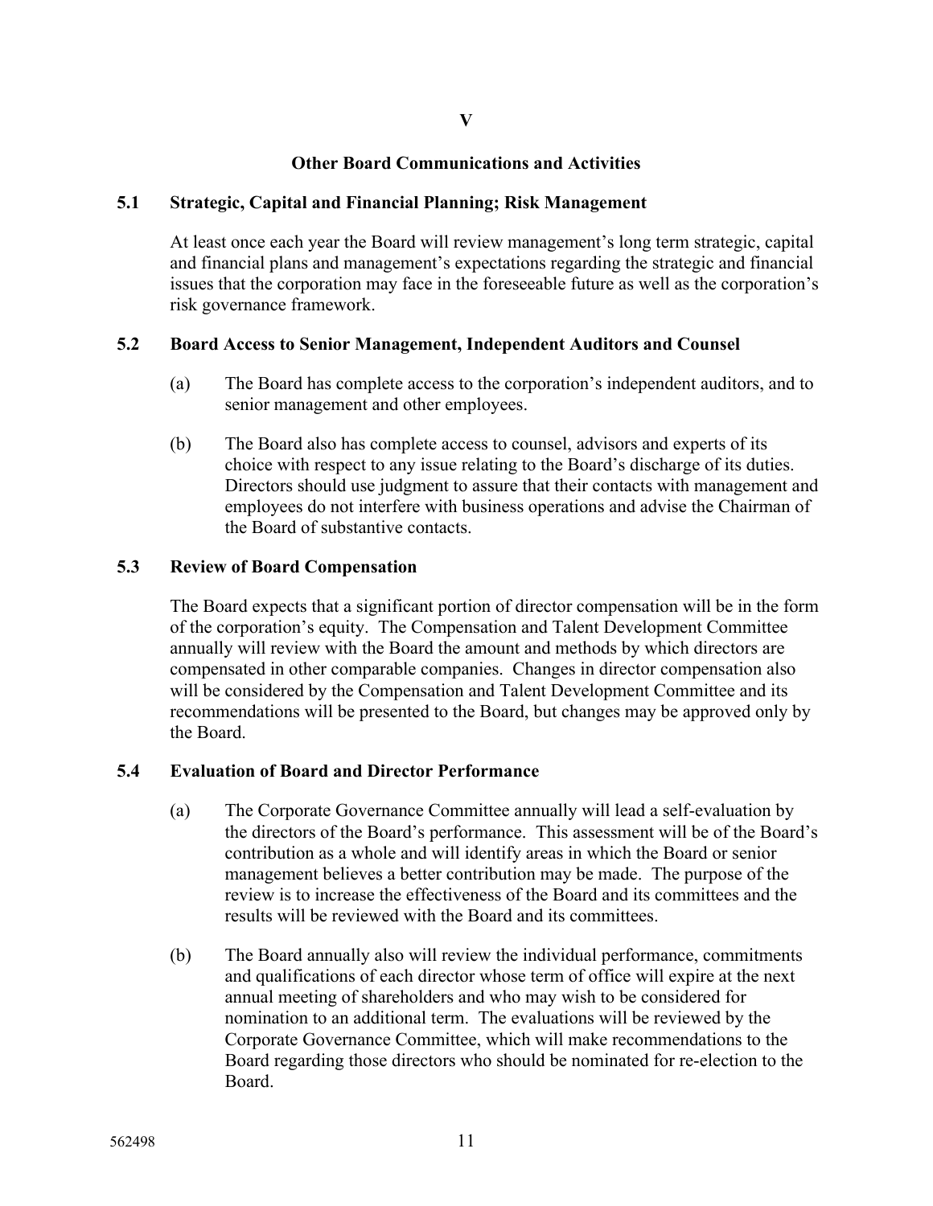## V

## Other Board Communications and Activities

### 5.1 Strategic, Capital and Financial Planning; Risk Management

At least once each year the Board will review management's long term strategic, capital and financial plans and management's expectations regarding the strategic and financial issues that the corporation may face in the foreseeable future as well as the corporation's risk governance framework.

### 5.2 Board Access to Senior Management, Independent Auditors and Counsel

(a) The Board has complete access to the corporation's independent auditors, and to senior management and other employees.

(b) The Board also has complete access to counsel, advisors and experts of its choice with respect to any issue relating to the Board's discharge of its duties. Directors should use judgment to assure that their contacts with management and employees do not interfere with business operations and advise the Chairman of the Board of substantive contacts.

### 5.3 Review of Board Compensation

The Board expects that a significant portion of director compensation will be in the form of the corporation's equity. The Compensation and Talent Development Committee annually will review with the Board the amount and methods by which directors are compensated in other comparable companies. Changes in director compensation also will be considered by the Compensation and Talent Development Committee and its recommendations will be presented to the Board, but changes may be approved only by the Board.

### 5.4 Evaluation of Board and Director Performance

(a) The Corporate Governance Committee annually will lead a self-evaluation by the directors of the Board's performance. This assessment will be of the Board's contribution as a whole and will identify areas in which the Board or senior management believes a better contribution may be made. The purpose of the review is to increase the effectiveness of the Board and its committees and the results will be reviewed with the Board and its committees.

(b) The Board annually also will review the individual performance, commitments and qualifications of each director whose term of office will expire at the next annual meeting of shareholders and who may wish to be considered for nomination to an additional term. The evaluations will be reviewed by the Corporate Governance Committee, which will make recommendations to the Board regarding those directors who should be nominated for re-election to the Board.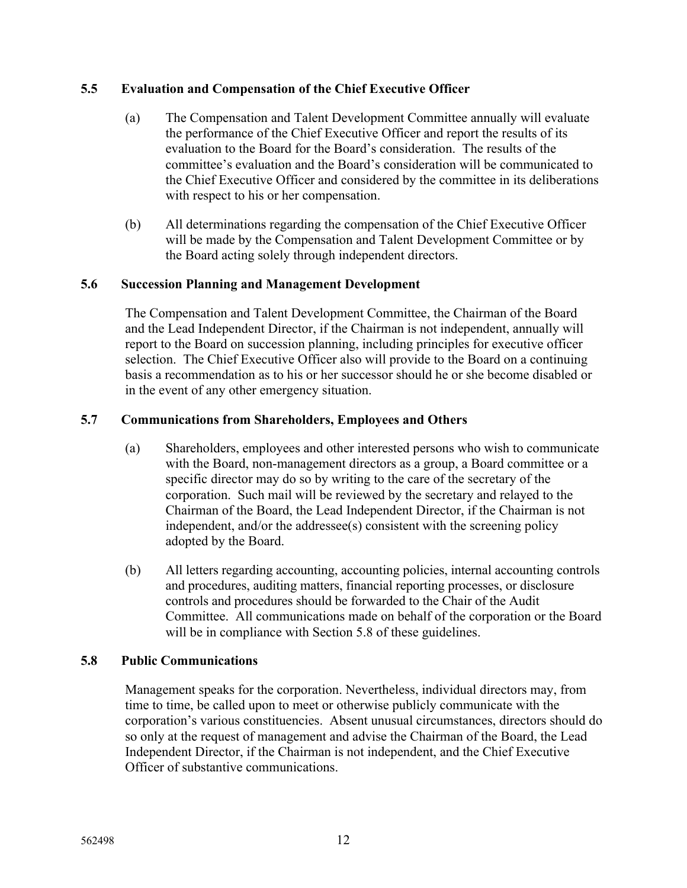### 5.5 Evaluation and Compensation of the Chief Executive Officer

(a) The Compensation and Talent Development Committee annually will evaluate the performance of the Chief Executive Officer and report the results of its evaluation to the Board for the Board's consideration. The results of the committee's evaluation and the Board's consideration will be communicated to the Chief Executive Officer and considered by the committee in its deliberations with respect to his or her compensation.

(b) All determinations regarding the compensation of the Chief Executive Officer will be made by the Compensation and Talent Development Committee or by the Board acting solely through independent directors.

### 5.6 Succession Planning and Management Development

The Compensation and Talent Development Committee, the Chairman of the Board and the Lead Independent Director, if the Chairman is not independent, annually will report to the Board on succession planning, including principles for executive officer selection. The Chief Executive Officer also will provide to the Board on a continuing basis a recommendation as to his or her successor should he or she become disabled or in the event of any other emergency situation.

### 5.7 Communications from Shareholders, Employees and Others

(a) Shareholders, employees and other interested persons who wish to communicate with the Board, non-management directors as a group, a Board committee or a specific director may do so by writing to the care of the secretary of the corporation. Such mail will be reviewed by the secretary and relayed to the Chairman of the Board, the Lead Independent Director, if the Chairman is not independent, and/or the addressee(s) consistent with the screening policy adopted by the Board.

(b) All letters regarding accounting, accounting policies, internal accounting controls and procedures, auditing matters, financial reporting processes, or disclosure controls and procedures should be forwarded to the Chair of the Audit Committee. All communications made on behalf of the corporation or the Board will be in compliance with Section 5.8 of these guidelines.

### 5.8 Public Communications

Management speaks for the corporation. Nevertheless, individual directors may, from time to time, be called upon to meet or otherwise publicly communicate with the corporation's various constituencies. Absent unusual circumstances, directors should do so only at the request of management and advise the Chairman of the Board, the Lead Independent Director, if the Chairman is not independent, and the Chief Executive Officer of substantive communications.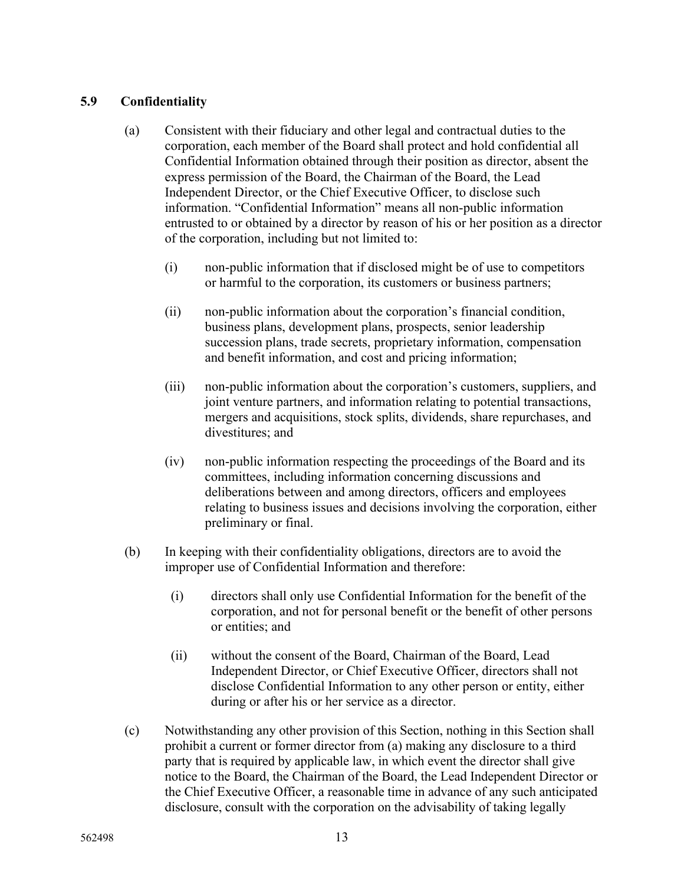## 5.9 Confidentiality

(a) Consistent with their fiduciary and other legal and contractual duties to the corporation, each member of the Board shall protect and hold confidential all Confidential Information obtained through their position as director, absent the express permission of the Board, the Chairman of the Board, the Lead Independent Director, or the Chief Executive Officer, to disclose such information. "Confidential Information" means all non-public information entrusted to or obtained by a director by reason of his or her position as a director of the corporation, including but not limited to:

> (i) non-public information that if disclosed might be of use to competitors or harmful to the corporation, its customers or business partners;
>
> (ii) non-public information about the corporation's financial condition, business plans, development plans, prospects, senior leadership succession plans, trade secrets, proprietary information, compensation and benefit information, and cost and pricing information;
>
> (iii) non-public information about the corporation's customers, suppliers, and joint venture partners, and information relating to potential transactions, mergers and acquisitions, stock splits, dividends, share repurchases, and divestitures; and
>
> (iv) non-public information respecting the proceedings of the Board and its committees, including information concerning discussions and deliberations between and among directors, officers and employees relating to business issues and decisions involving the corporation, either preliminary or final.

(b) In keeping with their confidentiality obligations, directors are to avoid the improper use of Confidential Information and therefore:

> (i) directors shall only use Confidential Information for the benefit of the corporation, and not for personal benefit or the benefit of other persons or entities; and
>
> (ii) without the consent of the Board, Chairman of the Board, Lead Independent Director, or Chief Executive Officer, directors shall not disclose Confidential Information to any other person or entity, either during or after his or her service as a director.

(c) Notwithstanding any other provision of this Section, nothing in this Section shall prohibit a current or former director from (a) making any disclosure to a third party that is required by applicable law, in which event the director shall give notice to the Board, the Chairman of the Board, the Lead Independent Director or the Chief Executive Officer, a reasonable time in advance of any such anticipated disclosure, consult with the corporation on the advisability of taking legally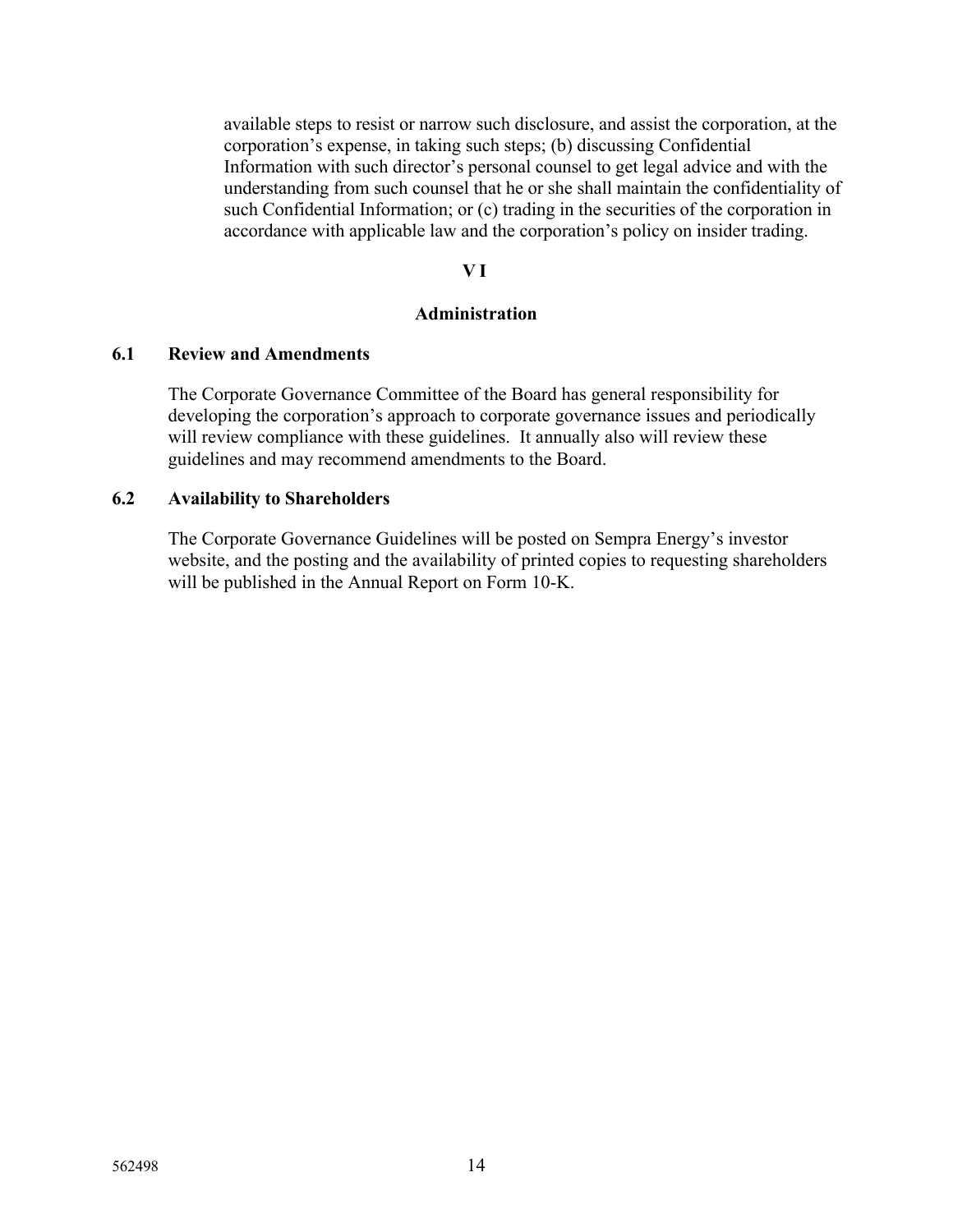available steps to resist or narrow such disclosure, and assist the corporation, at the corporation's expense, in taking such steps; (b) discussing Confidential Information with such director's personal counsel to get legal advice and with the understanding from such counsel that he or she shall maintain the confidentiality of such Confidential Information; or (c) trading in the securities of the corporation in accordance with applicable law and the corporation's policy on insider trading.

## VI

## Administration

### 6.1 Review and Amendments

The Corporate Governance Committee of the Board has general responsibility for developing the corporation's approach to corporate governance issues and periodically will review compliance with these guidelines. It annually also will review these guidelines and may recommend amendments to the Board.

### 6.2 Availability to Shareholders

The Corporate Governance Guidelines will be posted on Sempra Energy's investor website, and the posting and the availability of printed copies to requesting shareholders will be published in the Annual Report on Form 10-K.

562498